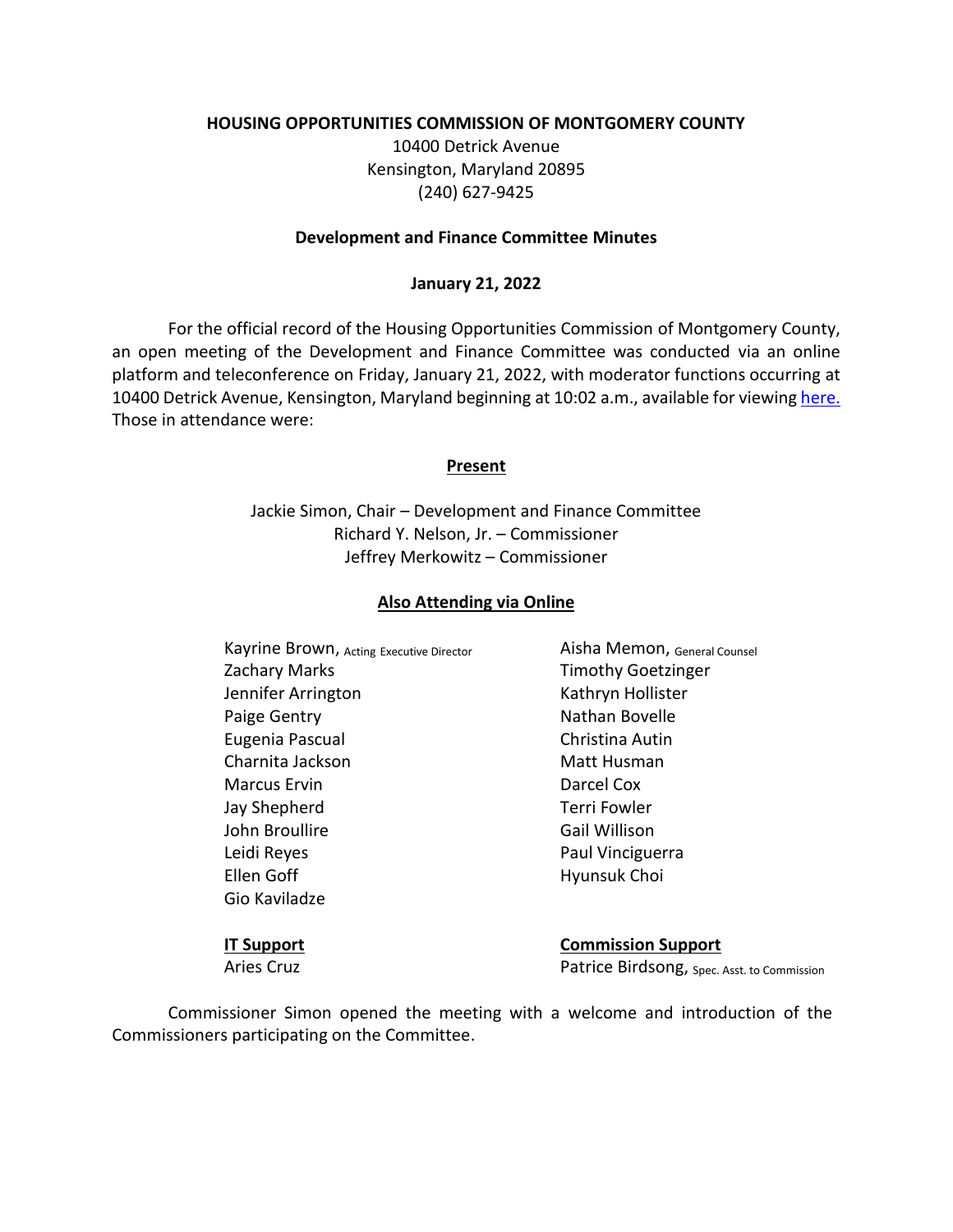**HOUSING OPPORTUNITIES COMMISSION OF MONTGOMERY COUNTY**

10400 Detrick Avenue
Kensington, Maryland 20895
(240) 627-9425

**Development and Finance Committee Minutes**

**January 21, 2022**

For the official record of the Housing Opportunities Commission of Montgomery County, an open meeting of the Development and Finance Committee was conducted via an online platform and teleconference on Friday, January 21, 2022, with moderator functions occurring at 10400 Detrick Avenue, Kensington, Maryland beginning at 10:02 a.m., available for viewing here. Those in attendance were:

**Present**

Jackie Simon, Chair – Development and Finance Committee
Richard Y. Nelson, Jr. – Commissioner
Jeffrey Merkowitz – Commissioner

**Also Attending via Online**

Kayrine Brown, Acting Executive Director
Zachary Marks
Jennifer Arrington
Paige Gentry
Eugenia Pascual
Charnita Jackson
Marcus Ervin
Jay Shepherd
John Broullire
Leidi Reyes
Ellen Goff
Gio Kaviladze

Aisha Memon, General Counsel
Timothy Goetzinger
Kathryn Hollister
Nathan Bovelle
Christina Autin
Matt Husman
Darcel Cox
Terri Fowler
Gail Willison
Paul Vinciguerra
Hyunsuk Choi

**IT Support**
Aries Cruz

**Commission Support**
Patrice Birdsong, Spec. Asst. to Commission

Commissioner Simon opened the meeting with a welcome and introduction of the Commissioners participating on the Committee.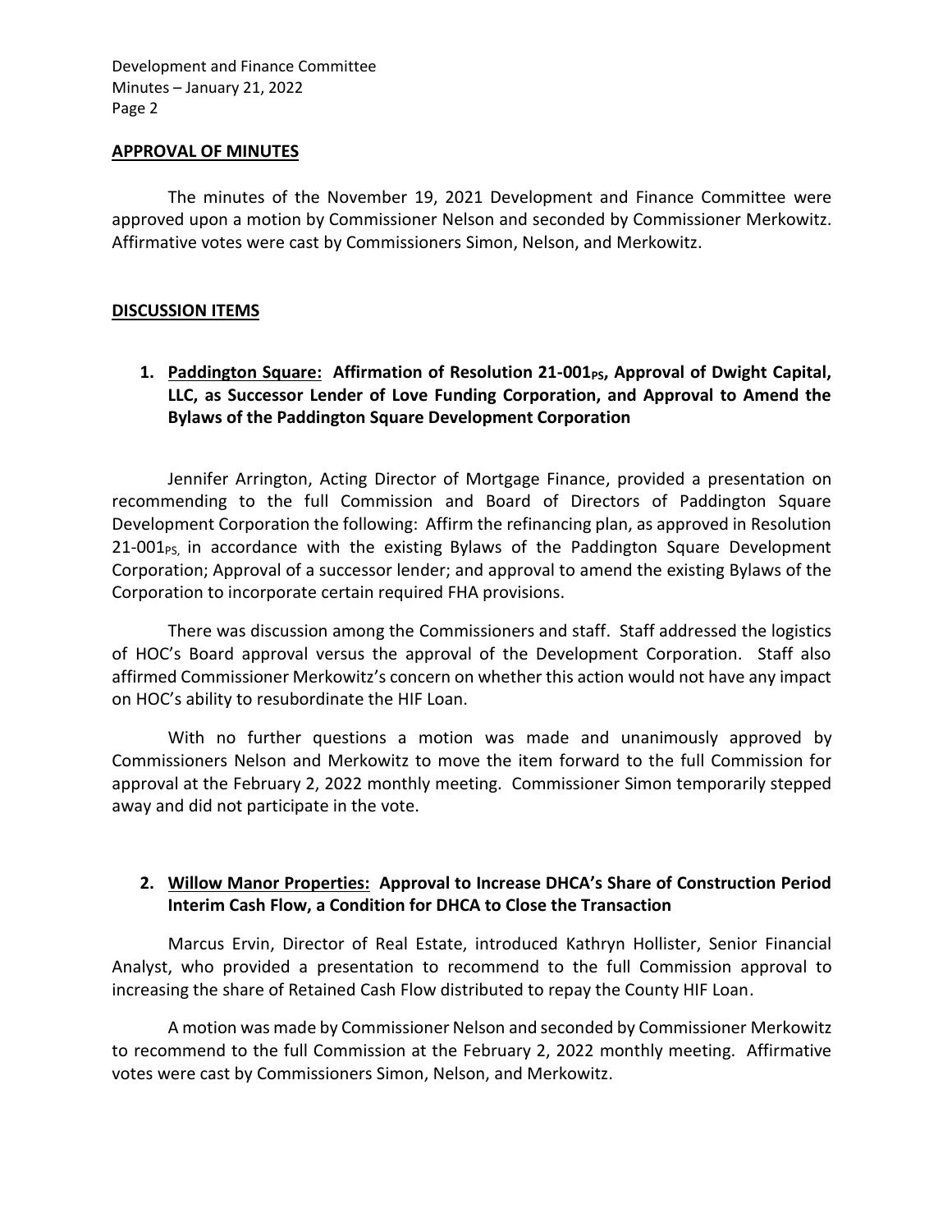**APPROVAL OF MINUTES**

The minutes of the November 19, 2021 Development and Finance Committee were approved upon a motion by Commissioner Nelson and seconded by Commissioner Merkowitz. Affirmative votes were cast by Commissioners Simon, Nelson, and Merkowitz.

**DISCUSSION ITEMS**

1. **Paddington Square: Affirmation of Resolution 21-001$_{PS}$, Approval of Dwight Capital, LLC, as Successor Lender of Love Funding Corporation, and Approval to Amend the Bylaws of the Paddington Square Development Corporation**

Jennifer Arrington, Acting Director of Mortgage Finance, provided a presentation on recommending to the full Commission and Board of Directors of Paddington Square Development Corporation the following: Affirm the refinancing plan, as approved in Resolution 21-001$_{PS,}$ in accordance with the existing Bylaws of the Paddington Square Development Corporation; Approval of a successor lender; and approval to amend the existing Bylaws of the Corporation to incorporate certain required FHA provisions.

There was discussion among the Commissioners and staff. Staff addressed the logistics of HOC's Board approval versus the approval of the Development Corporation. Staff also affirmed Commissioner Merkowitz's concern on whether this action would not have any impact on HOC's ability to resubordinate the HIF Loan.

With no further questions a motion was made and unanimously approved by Commissioners Nelson and Merkowitz to move the item forward to the full Commission for approval at the February 2, 2022 monthly meeting. Commissioner Simon temporarily stepped away and did not participate in the vote.

2. **Willow Manor Properties: Approval to Increase DHCA's Share of Construction Period Interim Cash Flow, a Condition for DHCA to Close the Transaction**

Marcus Ervin, Director of Real Estate, introduced Kathryn Hollister, Senior Financial Analyst, who provided a presentation to recommend to the full Commission approval to increasing the share of Retained Cash Flow distributed to repay the County HIF Loan.

A motion was made by Commissioner Nelson and seconded by Commissioner Merkowitz to recommend to the full Commission at the February 2, 2022 monthly meeting. Affirmative votes were cast by Commissioners Simon, Nelson, and Merkowitz.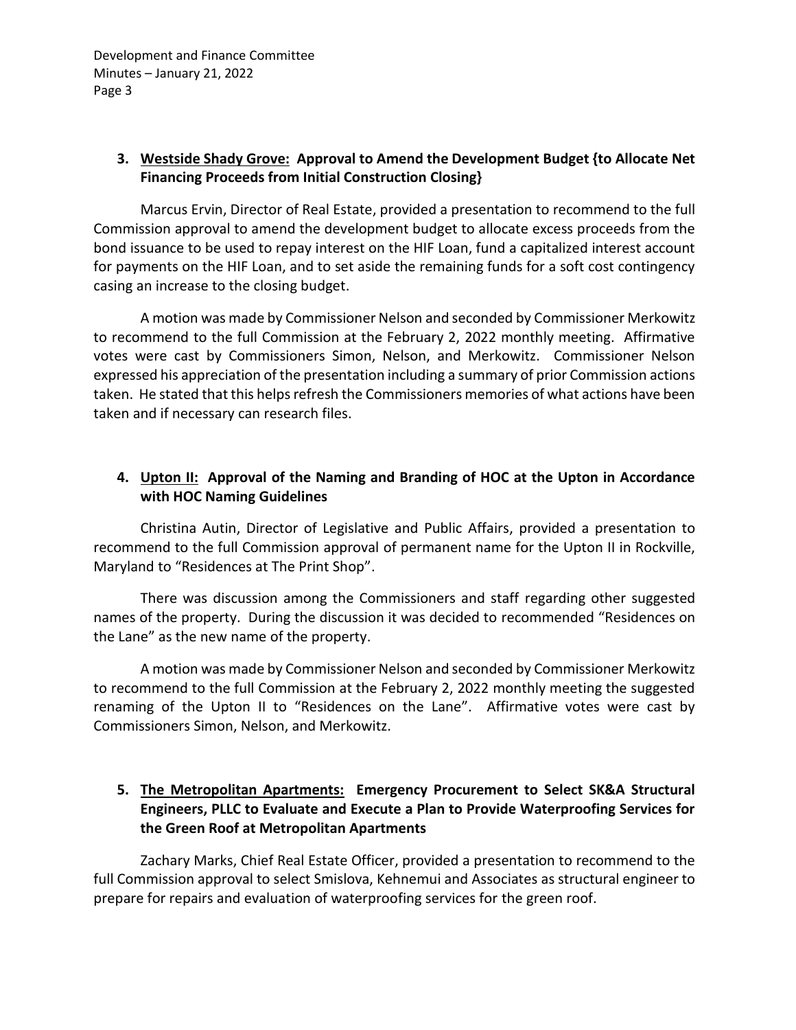**3. <u>Westside Shady Grove:</u> Approval to Amend the Development Budget {to Allocate Net Financing Proceeds from Initial Construction Closing}**

Marcus Ervin, Director of Real Estate, provided a presentation to recommend to the full Commission approval to amend the development budget to allocate excess proceeds from the bond issuance to be used to repay interest on the HIF Loan, fund a capitalized interest account for payments on the HIF Loan, and to set aside the remaining funds for a soft cost contingency casing an increase to the closing budget.

A motion was made by Commissioner Nelson and seconded by Commissioner Merkowitz to recommend to the full Commission at the February 2, 2022 monthly meeting. Affirmative votes were cast by Commissioners Simon, Nelson, and Merkowitz. Commissioner Nelson expressed his appreciation of the presentation including a summary of prior Commission actions taken. He stated that this helps refresh the Commissioners memories of what actions have been taken and if necessary can research files.

**4. <u>Upton II:</u> Approval of the Naming and Branding of HOC at the Upton in Accordance with HOC Naming Guidelines**

Christina Autin, Director of Legislative and Public Affairs, provided a presentation to recommend to the full Commission approval of permanent name for the Upton II in Rockville, Maryland to "Residences at The Print Shop".

There was discussion among the Commissioners and staff regarding other suggested names of the property. During the discussion it was decided to recommended "Residences on the Lane" as the new name of the property.

A motion was made by Commissioner Nelson and seconded by Commissioner Merkowitz to recommend to the full Commission at the February 2, 2022 monthly meeting the suggested renaming of the Upton II to "Residences on the Lane". Affirmative votes were cast by Commissioners Simon, Nelson, and Merkowitz.

**5. <u>The Metropolitan Apartments:</u> Emergency Procurement to Select SK&A Structural Engineers, PLLC to Evaluate and Execute a Plan to Provide Waterproofing Services for the Green Roof at Metropolitan Apartments**

Zachary Marks, Chief Real Estate Officer, provided a presentation to recommend to the full Commission approval to select Smislova, Kehnemui and Associates as structural engineer to prepare for repairs and evaluation of waterproofing services for the green roof.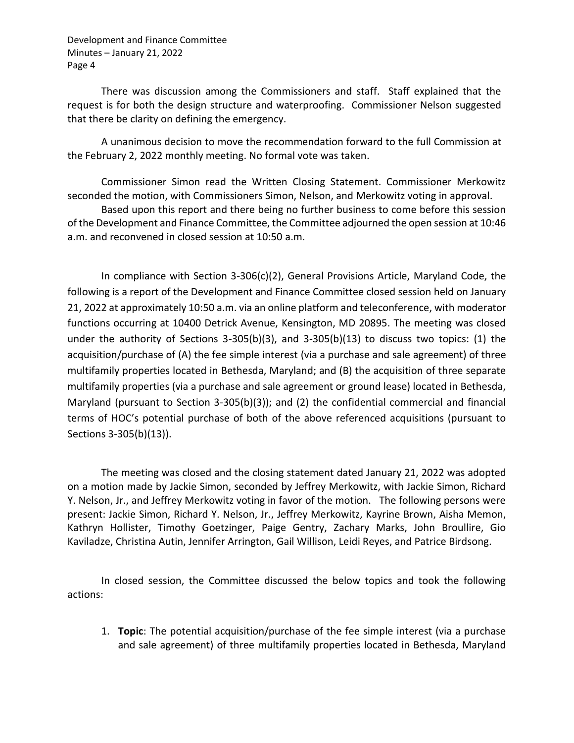There was discussion among the Commissioners and staff. Staff explained that the request is for both the design structure and waterproofing. Commissioner Nelson suggested that there be clarity on defining the emergency.

A unanimous decision to move the recommendation forward to the full Commission at the February 2, 2022 monthly meeting. No formal vote was taken.

Commissioner Simon read the Written Closing Statement. Commissioner Merkowitz seconded the motion, with Commissioners Simon, Nelson, and Merkowitz voting in approval.

Based upon this report and there being no further business to come before this session of the Development and Finance Committee, the Committee adjourned the open session at 10:46 a.m. and reconvened in closed session at 10:50 a.m.

In compliance with Section 3-306(c)(2), General Provisions Article, Maryland Code, the following is a report of the Development and Finance Committee closed session held on January 21, 2022 at approximately 10:50 a.m. via an online platform and teleconference, with moderator functions occurring at 10400 Detrick Avenue, Kensington, MD 20895. The meeting was closed under the authority of Sections 3-305(b)(3), and 3-305(b)(13) to discuss two topics: (1) the acquisition/purchase of (A) the fee simple interest (via a purchase and sale agreement) of three multifamily properties located in Bethesda, Maryland; and (B) the acquisition of three separate multifamily properties (via a purchase and sale agreement or ground lease) located in Bethesda, Maryland (pursuant to Section 3-305(b)(3)); and (2) the confidential commercial and financial terms of HOC's potential purchase of both of the above referenced acquisitions (pursuant to Sections 3-305(b)(13)).

The meeting was closed and the closing statement dated January 21, 2022 was adopted on a motion made by Jackie Simon, seconded by Jeffrey Merkowitz, with Jackie Simon, Richard Y. Nelson, Jr., and Jeffrey Merkowitz voting in favor of the motion. The following persons were present: Jackie Simon, Richard Y. Nelson, Jr., Jeffrey Merkowitz, Kayrine Brown, Aisha Memon, Kathryn Hollister, Timothy Goetzinger, Paige Gentry, Zachary Marks, John Broullire, Gio Kaviladze, Christina Autin, Jennifer Arrington, Gail Willison, Leidi Reyes, and Patrice Birdsong.

In closed session, the Committee discussed the below topics and took the following actions:

1. **Topic**: The potential acquisition/purchase of the fee simple interest (via a purchase and sale agreement) of three multifamily properties located in Bethesda, Maryland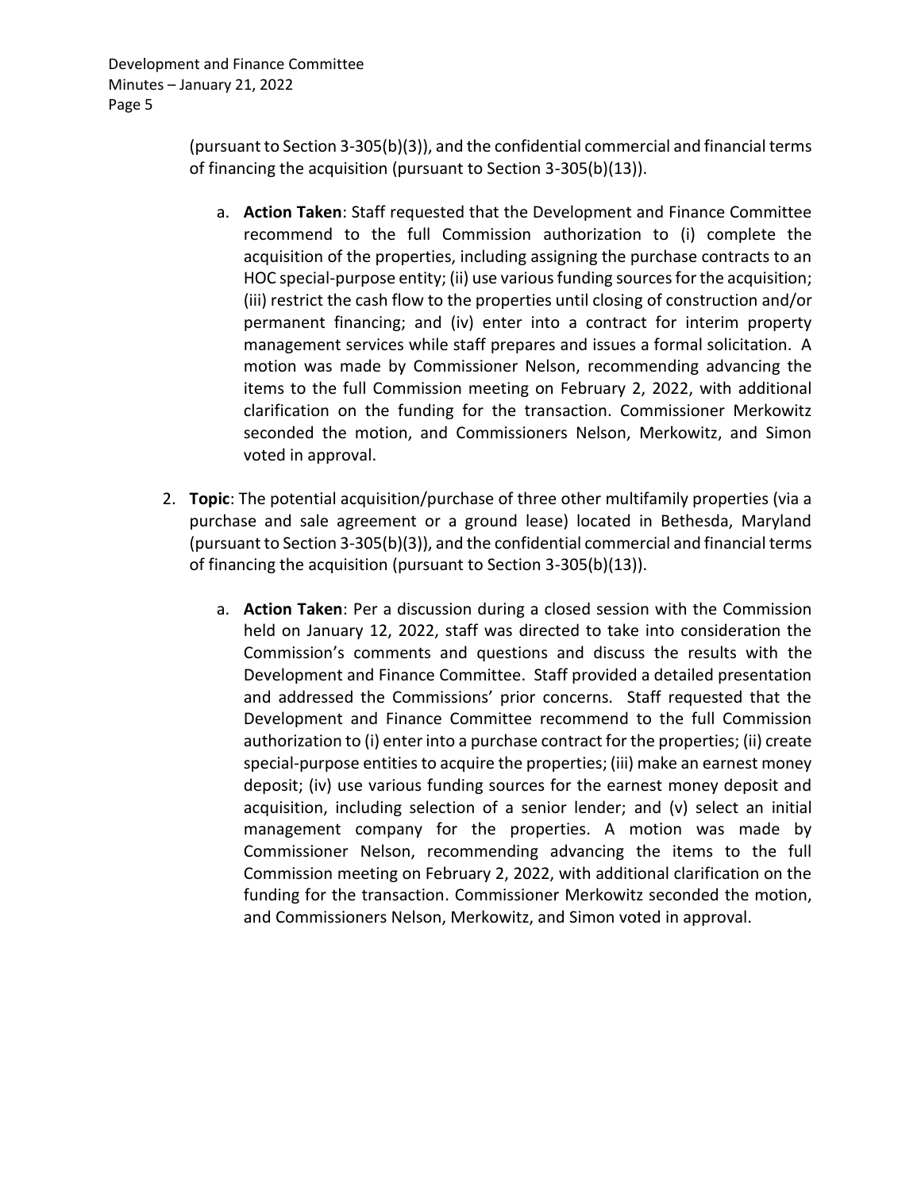(pursuant to Section 3-305(b)(3)), and the confidential commercial and financial terms of financing the acquisition (pursuant to Section 3-305(b)(13)).

   a. **Action Taken**: Staff requested that the Development and Finance Committee recommend to the full Commission authorization to (i) complete the acquisition of the properties, including assigning the purchase contracts to an HOC special-purpose entity; (ii) use various funding sources for the acquisition; (iii) restrict the cash flow to the properties until closing of construction and/or permanent financing; and (iv) enter into a contract for interim property management services while staff prepares and issues a formal solicitation. A motion was made by Commissioner Nelson, recommending advancing the items to the full Commission meeting on February 2, 2022, with additional clarification on the funding for the transaction. Commissioner Merkowitz seconded the motion, and Commissioners Nelson, Merkowitz, and Simon voted in approval.

2. **Topic**: The potential acquisition/purchase of three other multifamily properties (via a purchase and sale agreement or a ground lease) located in Bethesda, Maryland (pursuant to Section 3-305(b)(3)), and the confidential commercial and financial terms of financing the acquisition (pursuant to Section 3-305(b)(13)).

   a. **Action Taken**: Per a discussion during a closed session with the Commission held on January 12, 2022, staff was directed to take into consideration the Commission's comments and questions and discuss the results with the Development and Finance Committee. Staff provided a detailed presentation and addressed the Commissions' prior concerns. Staff requested that the Development and Finance Committee recommend to the full Commission authorization to (i) enter into a purchase contract for the properties; (ii) create special-purpose entities to acquire the properties; (iii) make an earnest money deposit; (iv) use various funding sources for the earnest money deposit and acquisition, including selection of a senior lender; and (v) select an initial management company for the properties. A motion was made by Commissioner Nelson, recommending advancing the items to the full Commission meeting on February 2, 2022, with additional clarification on the funding for the transaction. Commissioner Merkowitz seconded the motion, and Commissioners Nelson, Merkowitz, and Simon voted in approval.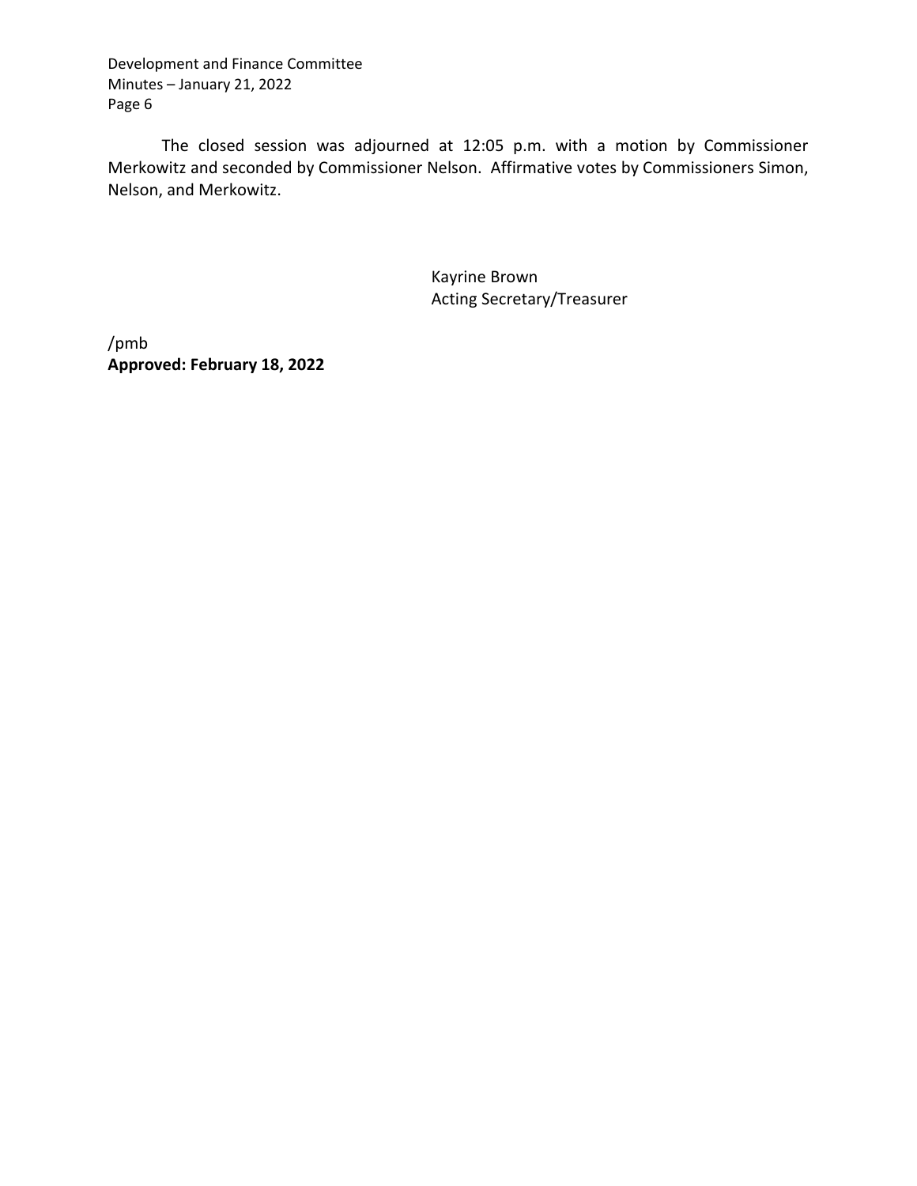The closed session was adjourned at 12:05 p.m. with a motion by Commissioner Merkowitz and seconded by Commissioner Nelson. Affirmative votes by Commissioners Simon, Nelson, and Merkowitz.

Kayrine Brown
Acting Secretary/Treasurer

/pmb
**Approved: February 18, 2022**